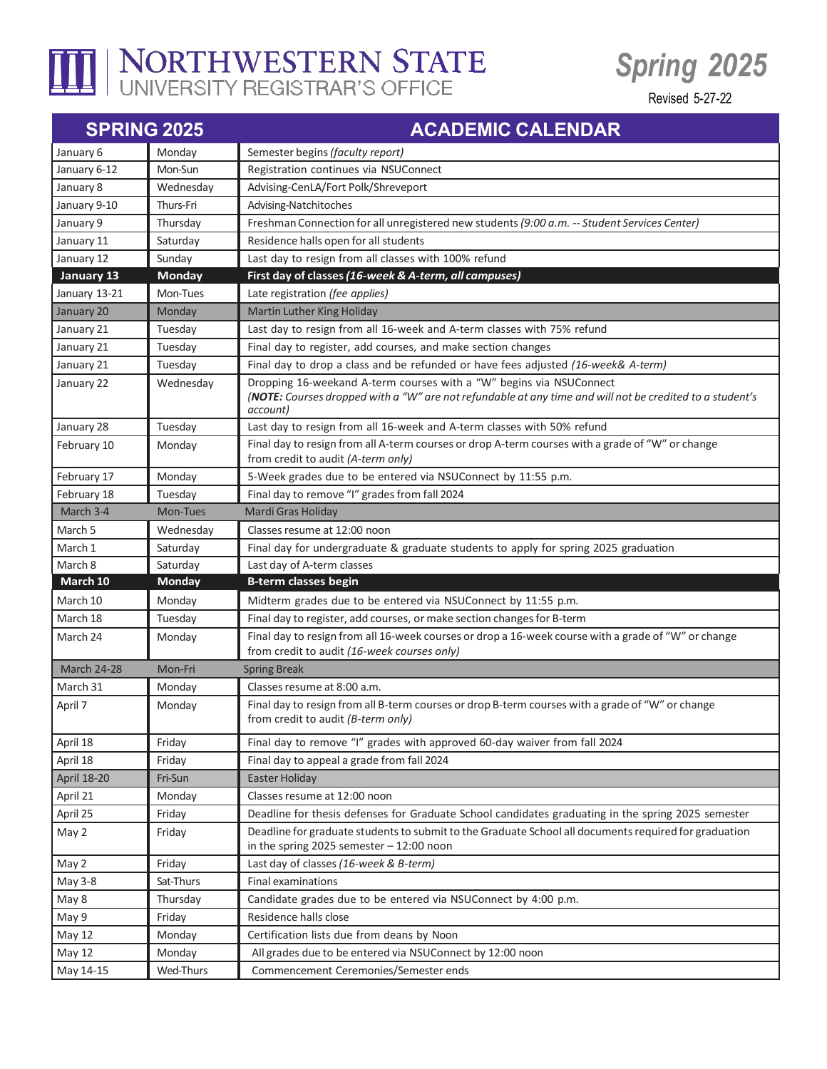# NORTHWESTERN STATE
UNIVERSITY REGISTRAR'S OFFICE

## Spring 2025

Revised 5-27-22

| SPRING 2025 | | ACADEMIC CALENDAR |
|---|---|---|
| January 6 | Monday | Semester begins *(faculty report)* |
| January 6-12 | Mon-Sun | Registration continues via NSUConnect |
| January 8 | Wednesday | Advising-CenLA/Fort Polk/Shreveport |
| January 9-10 | Thurs-Fri | Advising-Natchitoches |
| January 9 | Thursday | Freshman Connection for all unregistered new students *(9:00 a.m. -- Student Services Center)* |
| January 11 | Saturday | Residence halls open for all students |
| January 12 | Sunday | Last day to resign from all classes with 100% refund |
| **January 13** | **Monday** | **First day of classes *(16-week & A-term, all campuses)*** |
| January 13-21 | Mon-Tues | Late registration *(fee applies)* |
| January 20 | Monday | Martin Luther King Holiday |
| January 21 | Tuesday | Last day to resign from all 16-week and A-term classes with 75% refund |
| January 21 | Tuesday | Final day to register, add courses, and make section changes |
| January 21 | Tuesday | Final day to drop a class and be refunded or have fees adjusted *(16-week& A-term)* |
| January 22 | Wednesday | Dropping 16-weekand A-term courses with a "W" begins via NSUConnect *(**NOTE:** Courses dropped with a "W" are not refundable at any time and will not be credited to a student's account)* |
| January 28 | Tuesday | Last day to resign from all 16-week and A-term classes with 50% refund |
| February 10 | Monday | Final day to resign from all A-term courses or drop A-term courses with a grade of "W" or change from credit to audit *(A-term only)* |
| February 17 | Monday | 5-Week grades due to be entered via NSUConnect by 11:55 p.m. |
| February 18 | Tuesday | Final day to remove "I" grades from fall 2024 |
| March 3-4 | Mon-Tues | Mardi Gras Holiday |
| March 5 | Wednesday | Classes resume at 12:00 noon |
| March 1 | Saturday | Final day for undergraduate & graduate students to apply for spring 2025 graduation |
| March 8 | Saturday | Last day of A-term classes |
| **March 10** | **Monday** | **B-term classes begin** |
| March 10 | Monday | Midterm grades due to be entered via NSUConnect by 11:55 p.m. |
| March 18 | Tuesday | Final day to register, add courses, or make section changes for B-term |
| March 24 | Monday | Final day to resign from all 16-week courses or drop a 16-week course with a grade of "W" or change from credit to audit *(16-week courses only)* |
| March 24-28 | Mon-Fri | Spring Break |
| March 31 | Monday | Classes resume at 8:00 a.m. |
| April 7 | Monday | Final day to resign from all B-term courses or drop B-term courses with a grade of "W" or change from credit to audit *(B-term only)* |
| April 18 | Friday | Final day to remove "I" grades with approved 60-day waiver from fall 2024 |
| April 18 | Friday | Final day to appeal a grade from fall 2024 |
| April 18-20 | Fri-Sun | Easter Holiday |
| April 21 | Monday | Classes resume at 12:00 noon |
| April 25 | Friday | Deadline for thesis defenses for Graduate School candidates graduating in the spring 2025 semester |
| May 2 | Friday | Deadline for graduate students to submit to the Graduate School all documents required for graduation in the spring 2025 semester – 12:00 noon |
| May 2 | Friday | Last day of classes *(16-week & B-term)* |
| May 3-8 | Sat-Thurs | Final examinations |
| May 8 | Thursday | Candidate grades due to be entered via NSUConnect by 4:00 p.m. |
| May 9 | Friday | Residence halls close |
| May 12 | Monday | Certification lists due from deans by Noon |
| May 12 | Monday | All grades due to be entered via NSUConnect by 12:00 noon |
| May 14-15 | Wed-Thurs | Commencement Ceremonies/Semester ends |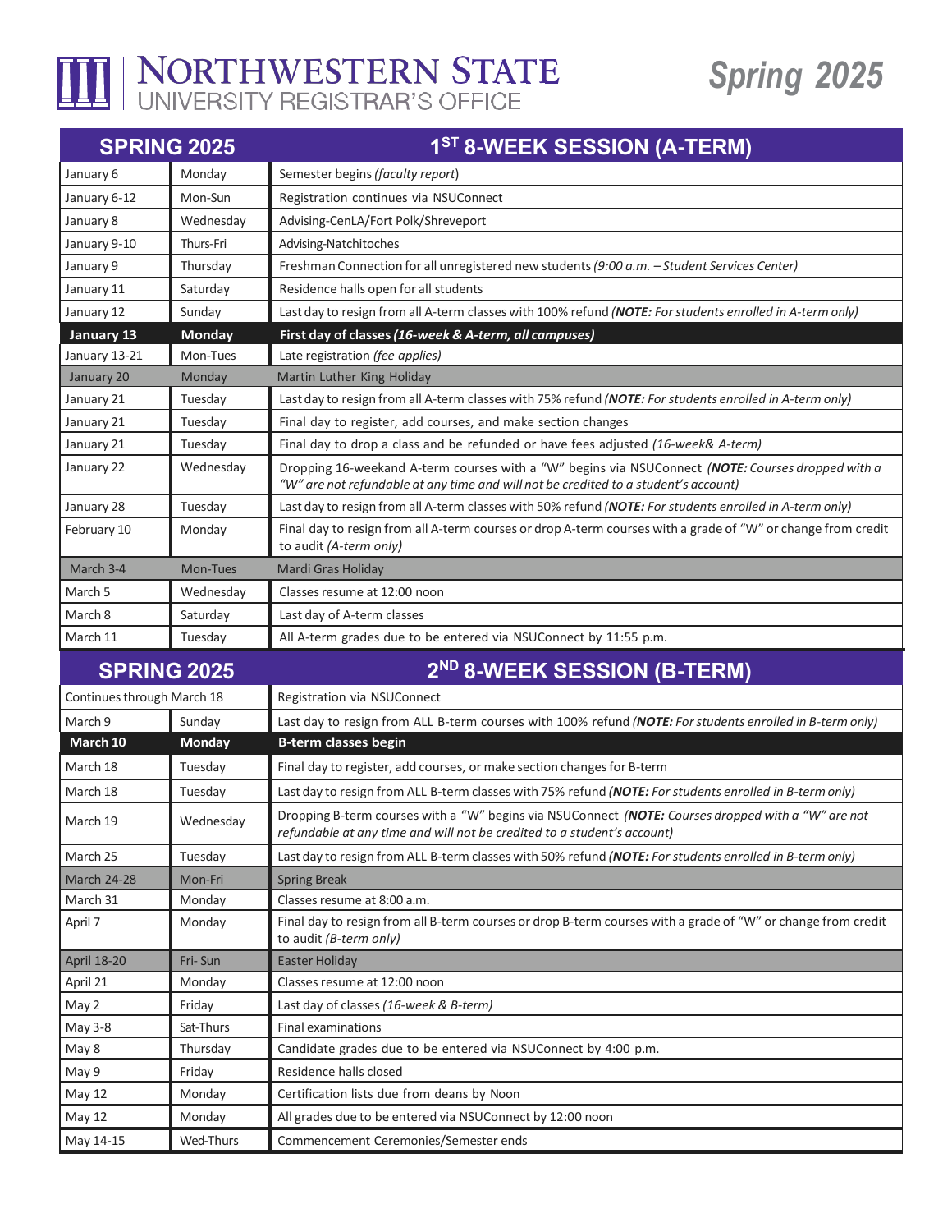# NORTHWESTERN STATE UNIVERSITY REGISTRAR'S OFFICE

## Spring 2025

| SPRING 2025 | | 1ST 8-WEEK SESSION (A-TERM) |
|---|---|---|
| January 6 | Monday | Semester begins *(faculty report)* |
| January 6-12 | Mon-Sun | Registration continues via NSUConnect |
| January 8 | Wednesday | Advising-CenLA/Fort Polk/Shreveport |
| January 9-10 | Thurs-Fri | Advising-Natchitoches |
| January 9 | Thursday | Freshman Connection for all unregistered new students *(9:00 a.m. – Student Services Center)* |
| January 11 | Saturday | Residence halls open for all students |
| January 12 | Sunday | Last day to resign from all A-term classes with 100% refund ***(NOTE:** For students enrolled in A-term only)* |
| **January 13** | **Monday** | **First day of classes *(16-week & A-term, all campuses)*** |
| January 13-21 | Mon-Tues | Late registration *(fee applies)* |
| January 20 | Monday | Martin Luther King Holiday |
| January 21 | Tuesday | Last day to resign from all A-term classes with 75% refund ***(NOTE:** For students enrolled in A-term only)* |
| January 21 | Tuesday | Final day to register, add courses, and make section changes |
| January 21 | Tuesday | Final day to drop a class and be refunded or have fees adjusted *(16-week& A-term)* |
| January 22 | Wednesday | Dropping 16-weekand A-term courses with a "W" begins via NSUConnect ***(NOTE:** Courses dropped with a "W" are not refundable at any time and will not be credited to a student's account)* |
| January 28 | Tuesday | Last day to resign from all A-term classes with 50% refund ***(NOTE:** For students enrolled in A-term only)* |
| February 10 | Monday | Final day to resign from all A-term courses or drop A-term courses with a grade of "W" or change from credit to audit *(A-term only)* |
| March 3-4 | Mon-Tues | Mardi Gras Holiday |
| March 5 | Wednesday | Classes resume at 12:00 noon |
| March 8 | Saturday | Last day of A-term classes |
| March 11 | Tuesday | All A-term grades due to be entered via NSUConnect by 11:55 p.m. |

| SPRING 2025 | | 2ND 8-WEEK SESSION (B-TERM) |
|---|---|---|
| Continues through March 18 | | Registration via NSUConnect |
| March 9 | Sunday | Last day to resign from ALL B-term courses with 100% refund ***(NOTE:** For students enrolled in B-term only)* |
| **March 10** | **Monday** | **B-term classes begin** |
| March 18 | Tuesday | Final day to register, add courses, or make section changes for B-term |
| March 18 | Tuesday | Last day to resign from ALL B-term classes with 75% refund ***(NOTE:** For students enrolled in B-term only)* |
| March 19 | Wednesday | Dropping B-term courses with a "W" begins via NSUConnect ***(NOTE:** Courses dropped with a "W" are not refundable at any time and will not be credited to a student's account)* |
| March 25 | Tuesday | Last day to resign from ALL B-term classes with 50% refund ***(NOTE:** For students enrolled in B-term only)* |
| March 24-28 | Mon-Fri | Spring Break |
| March 31 | Monday | Classes resume at 8:00 a.m. |
| April 7 | Monday | Final day to resign from all B-term courses or drop B-term courses with a grade of "W" or change from credit to audit *(B-term only)* |
| April 18-20 | Fri- Sun | Easter Holiday |
| April 21 | Monday | Classes resume at 12:00 noon |
| May 2 | Friday | Last day of classes *(16-week & B-term)* |
| May 3-8 | Sat-Thurs | Final examinations |
| May 8 | Thursday | Candidate grades due to be entered via NSUConnect by 4:00 p.m. |
| May 9 | Friday | Residence halls closed |
| May 12 | Monday | Certification lists due from deans by Noon |
| May 12 | Monday | All grades due to be entered via NSUConnect by 12:00 noon |
| May 14-15 | Wed-Thurs | Commencement Ceremonies/Semester ends |